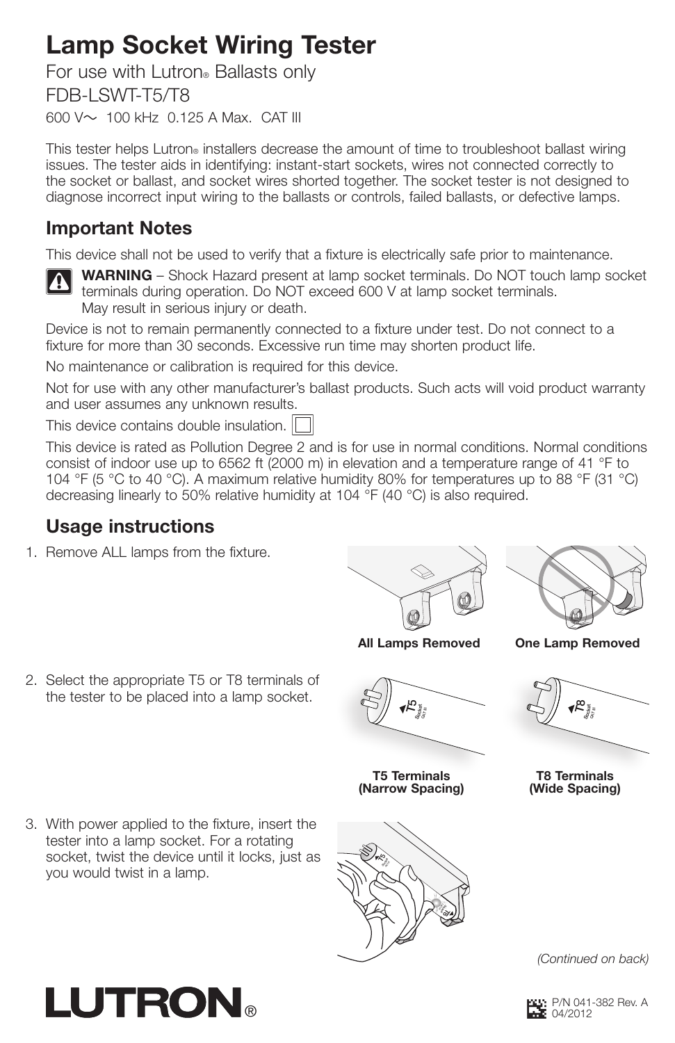# Lamp Socket Wiring Tester

For use with Lutron® Ballasts only

FDB-LSWT-T5/T8

600 V∼ 100 kHz 0.125 A Max. CAT III

This tester helps Lutron® installers decrease the amount of time to troubleshoot ballast wiring issues. The tester aids in identifying: instant-start sockets, wires not connected correctly to the socket or ballast, and socket wires shorted together. The socket tester is not designed to diagnose incorrect input wiring to the ballasts or controls, failed ballasts, or defective lamps.

## Important Notes

This device shall not be used to verify that a fixture is electrically safe prior to maintenance.

**WARNING** – Shock Hazard present at lamp socket terminals. Do NOT touch lamp socket terminals during operation. Do NOT exceed 600 V at lamp socket terminals. May result in serious injury or death.

Device is not to remain permanently connected to a fixture under test. Do not connect to a fixture for more than 30 seconds. Excessive run time may shorten product life.

No maintenance or calibration is required for this device.

Not for use with any other manufacturer's ballast products. Such acts will void product warranty and user assumes any unknown results.

This device contains double insulation.

This device is rated as Pollution Degree 2 and is for use in normal conditions. Normal conditions consist of indoor use up to 6562 ft (2000 m) in elevation and a temperature range of 41 °F to 104 °F (5 °C to 40 °C). A maximum relative humidity 80% for temperatures up to 88 °F (31 °C) decreasing linearly to 50% relative humidity at 104 °F (40 °C) is also required.

## Usage instructions

1. Remove ALL lamps from the fixture.

**All Lamps Removed** **One Lamp Removed**

2. Select the appropriate T5 or T8 terminals of the tester to be placed into a lamp socket.

**T5 Terminals (Narrow Spacing)** **T8 Terminals (Wide Spacing)**

3. With power applied to the fixture, insert the tester into a lamp socket. For a rotating socket, twist the device until it locks, just as you would twist in a lamp.

*(Continued on back)*

LUTRON®

P/N 041-382 Rev. A 04/2012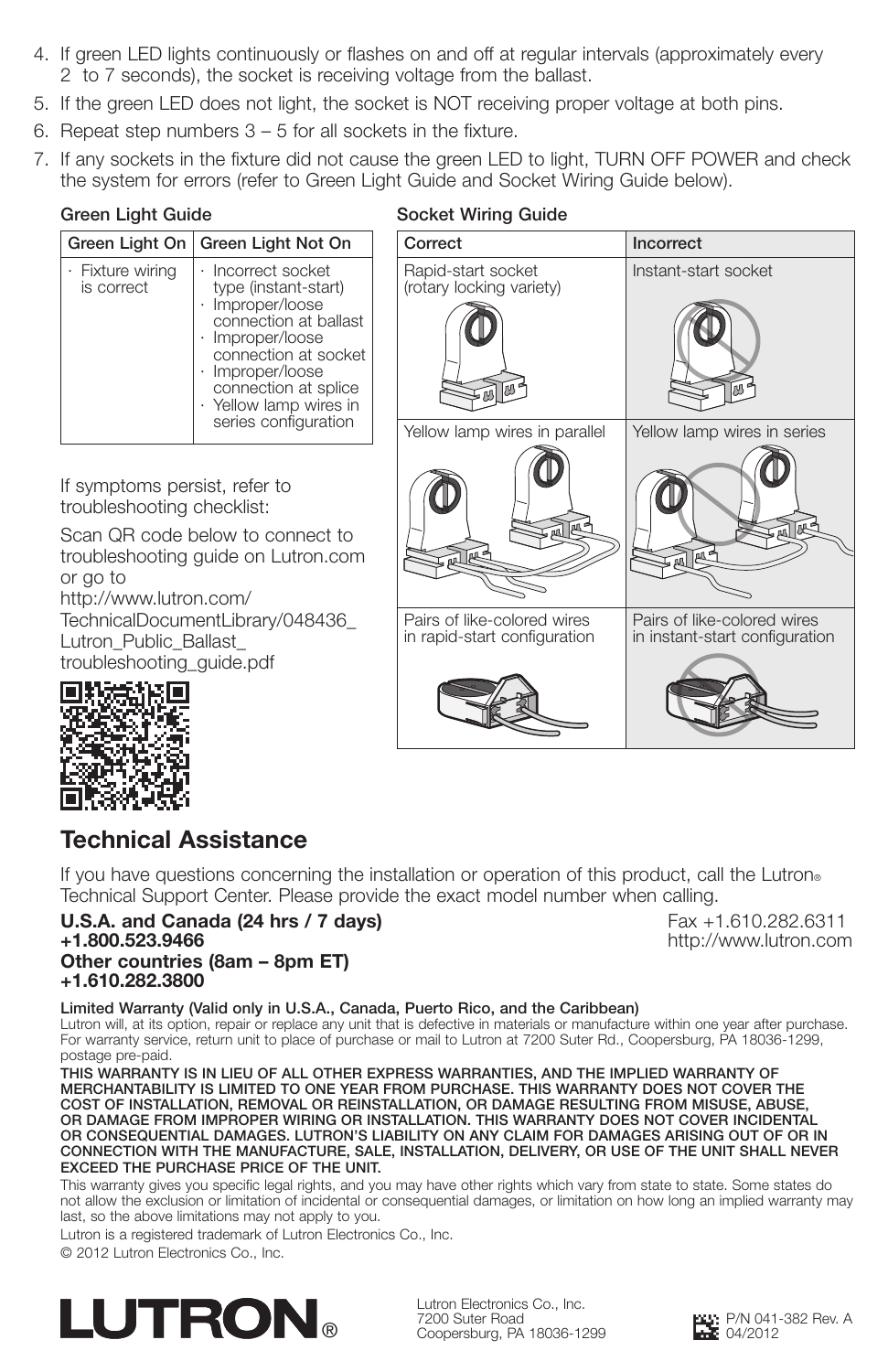4. If green LED lights continuously or flashes on and off at regular intervals (approximately every 2 to 7 seconds), the socket is receiving voltage from the ballast.
5. If the green LED does not light, the socket is NOT receiving proper voltage at both pins.
6. Repeat step numbers 3 – 5 for all sockets in the fixture.
7. If any sockets in the fixture did not cause the green LED to light, TURN OFF POWER and check the system for errors (refer to Green Light Guide and Socket Wiring Guide below).

**Green Light Guide**

| Green Light On | Green Light Not On |
| --- | --- |
| · Fixture wiring is correct | · Incorrect socket type (instant-start)<br>· Improper/loose connection at ballast<br>· Improper/loose connection at socket<br>· Improper/loose connection at splice<br>· Yellow lamp wires in series configuration |

**Socket Wiring Guide**

| Correct | Incorrect |
| --- | --- |
| Rapid-start socket (rotary locking variety) | Instant-start socket |
| Yellow lamp wires in parallel | Yellow lamp wires in series |
| Pairs of like-colored wires in rapid-start configuration | Pairs of like-colored wires in instant-start configuration |

If symptoms persist, refer to troubleshooting checklist:

Scan QR code below to connect to troubleshooting guide on Lutron.com or go to http://www.lutron.com/TechnicalDocumentLibrary/048436_Lutron_Public_Ballast_troubleshooting_guide.pdf

## Technical Assistance

If you have questions concerning the installation or operation of this product, call the Lutron® Technical Support Center. Please provide the exact model number when calling.

**U.S.A. and Canada (24 hrs / 7 days)**
**+1.800.523.9466**
**Other countries (8am – 8pm ET)**
**+1.610.282.3800**

Fax +1.610.282.6311
http://www.lutron.com

**Limited Warranty (Valid only in U.S.A., Canada, Puerto Rico, and the Caribbean)**
Lutron will, at its option, repair or replace any unit that is defective in materials or manufacture within one year after purchase. For warranty service, return unit to place of purchase or mail to Lutron at 7200 Suter Rd., Coopersburg, PA 18036-1299, postage pre-paid.

**THIS WARRANTY IS IN LIEU OF ALL OTHER EXPRESS WARRANTIES, AND THE IMPLIED WARRANTY OF MERCHANTABILITY IS LIMITED TO ONE YEAR FROM PURCHASE. THIS WARRANTY DOES NOT COVER THE COST OF INSTALLATION, REMOVAL OR REINSTALLATION, OR DAMAGE RESULTING FROM MISUSE, ABUSE, OR DAMAGE FROM IMPROPER WIRING OR INSTALLATION. THIS WARRANTY DOES NOT COVER INCIDENTAL OR CONSEQUENTIAL DAMAGES. LUTRON'S LIABILITY ON ANY CLAIM FOR DAMAGES ARISING OUT OF OR IN CONNECTION WITH THE MANUFACTURE, SALE, INSTALLATION, DELIVERY, OR USE OF THE UNIT SHALL NEVER EXCEED THE PURCHASE PRICE OF THE UNIT.**

This warranty gives you specific legal rights, and you may have other rights which vary from state to state. Some states do not allow the exclusion or limitation of incidental or consequential damages, or limitation on how long an implied warranty may last, so the above limitations may not apply to you.

Lutron is a registered trademark of Lutron Electronics Co., Inc.

© 2012 Lutron Electronics Co., Inc.

LUTRON®

Lutron Electronics Co., Inc.
7200 Suter Road
Coopersburg, PA 18036-1299

P/N 041-382 Rev. A
04/2012